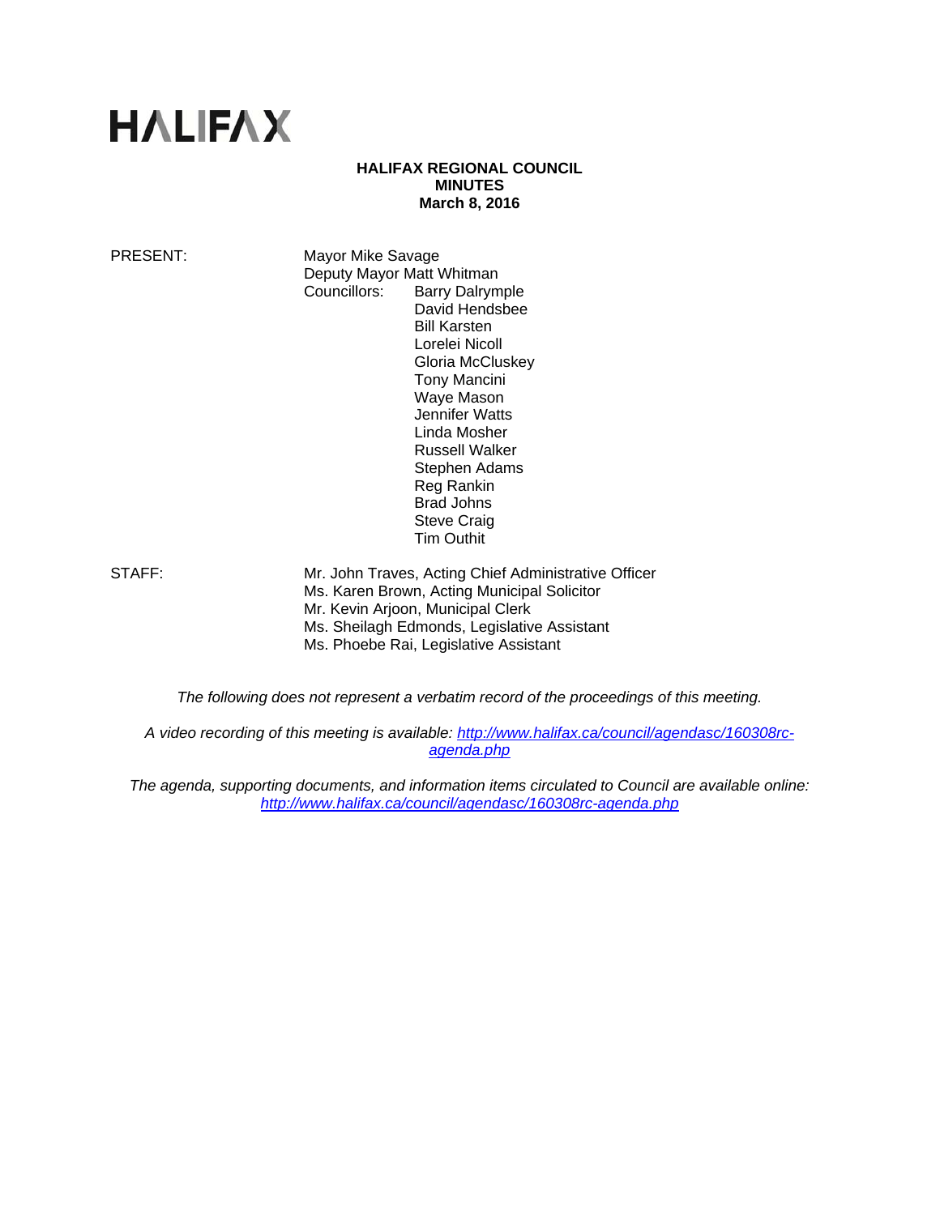# HALIFAX

**HALIFAX REGIONAL COUNCIL**
**MINUTES**
**March 8, 2016**

PRESENT: Mayor Mike Savage
Deputy Mayor Matt Whitman
Councillors: Barry Dalrymple
David Hendsbee
Bill Karsten
Lorelei Nicoll
Gloria McCluskey
Tony Mancini
Waye Mason
Jennifer Watts
Linda Mosher
Russell Walker
Stephen Adams
Reg Rankin
Brad Johns
Steve Craig
Tim Outhit

STAFF: Mr. John Traves, Acting Chief Administrative Officer
Ms. Karen Brown, Acting Municipal Solicitor
Mr. Kevin Arjoon, Municipal Clerk
Ms. Sheilagh Edmonds, Legislative Assistant
Ms. Phoebe Rai, Legislative Assistant

*The following does not represent a verbatim record of the proceedings of this meeting.*

*A video recording of this meeting is available: http://www.halifax.ca/council/agendasc/160308rc-agenda.php*

*The agenda, supporting documents, and information items circulated to Council are available online: http://www.halifax.ca/council/agendasc/160308rc-agenda.php*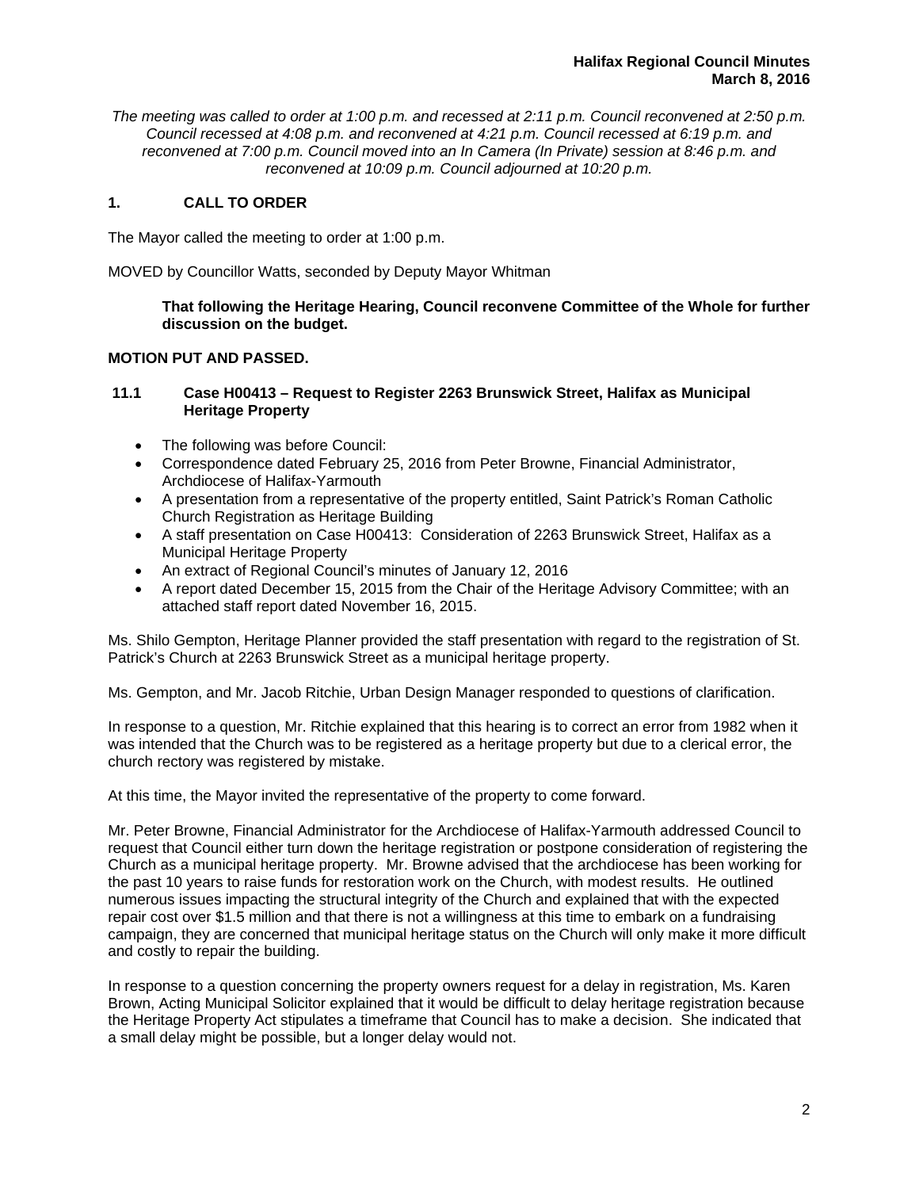*The meeting was called to order at 1:00 p.m. and recessed at 2:11 p.m. Council reconvened at 2:50 p.m. Council recessed at 4:08 p.m. and reconvened at 4:21 p.m. Council recessed at 6:19 p.m. and reconvened at 7:00 p.m. Council moved into an In Camera (In Private) session at 8:46 p.m. and reconvened at 10:09 p.m. Council adjourned at 10:20 p.m.*

## 1. CALL TO ORDER

The Mayor called the meeting to order at 1:00 p.m.

MOVED by Councillor Watts, seconded by Deputy Mayor Whitman

> **That following the Heritage Hearing, Council reconvene Committee of the Whole for further discussion on the budget.**

**MOTION PUT AND PASSED.**

### 11.1 Case H00413 – Request to Register 2263 Brunswick Street, Halifax as Municipal Heritage Property

- The following was before Council:
- Correspondence dated February 25, 2016 from Peter Browne, Financial Administrator, Archdiocese of Halifax-Yarmouth
- A presentation from a representative of the property entitled, Saint Patrick's Roman Catholic Church Registration as Heritage Building
- A staff presentation on Case H00413: Consideration of 2263 Brunswick Street, Halifax as a Municipal Heritage Property
- An extract of Regional Council's minutes of January 12, 2016
- A report dated December 15, 2015 from the Chair of the Heritage Advisory Committee; with an attached staff report dated November 16, 2015.

Ms. Shilo Gempton, Heritage Planner provided the staff presentation with regard to the registration of St. Patrick's Church at 2263 Brunswick Street as a municipal heritage property.

Ms. Gempton, and Mr. Jacob Ritchie, Urban Design Manager responded to questions of clarification.

In response to a question, Mr. Ritchie explained that this hearing is to correct an error from 1982 when it was intended that the Church was to be registered as a heritage property but due to a clerical error, the church rectory was registered by mistake.

At this time, the Mayor invited the representative of the property to come forward.

Mr. Peter Browne, Financial Administrator for the Archdiocese of Halifax-Yarmouth addressed Council to request that Council either turn down the heritage registration or postpone consideration of registering the Church as a municipal heritage property. Mr. Browne advised that the archdiocese has been working for the past 10 years to raise funds for restoration work on the Church, with modest results. He outlined numerous issues impacting the structural integrity of the Church and explained that with the expected repair cost over $1.5 million and that there is not a willingness at this time to embark on a fundraising campaign, they are concerned that municipal heritage status on the Church will only make it more difficult and costly to repair the building.

In response to a question concerning the property owners request for a delay in registration, Ms. Karen Brown, Acting Municipal Solicitor explained that it would be difficult to delay heritage registration because the Heritage Property Act stipulates a timeframe that Council has to make a decision. She indicated that a small delay might be possible, but a longer delay would not.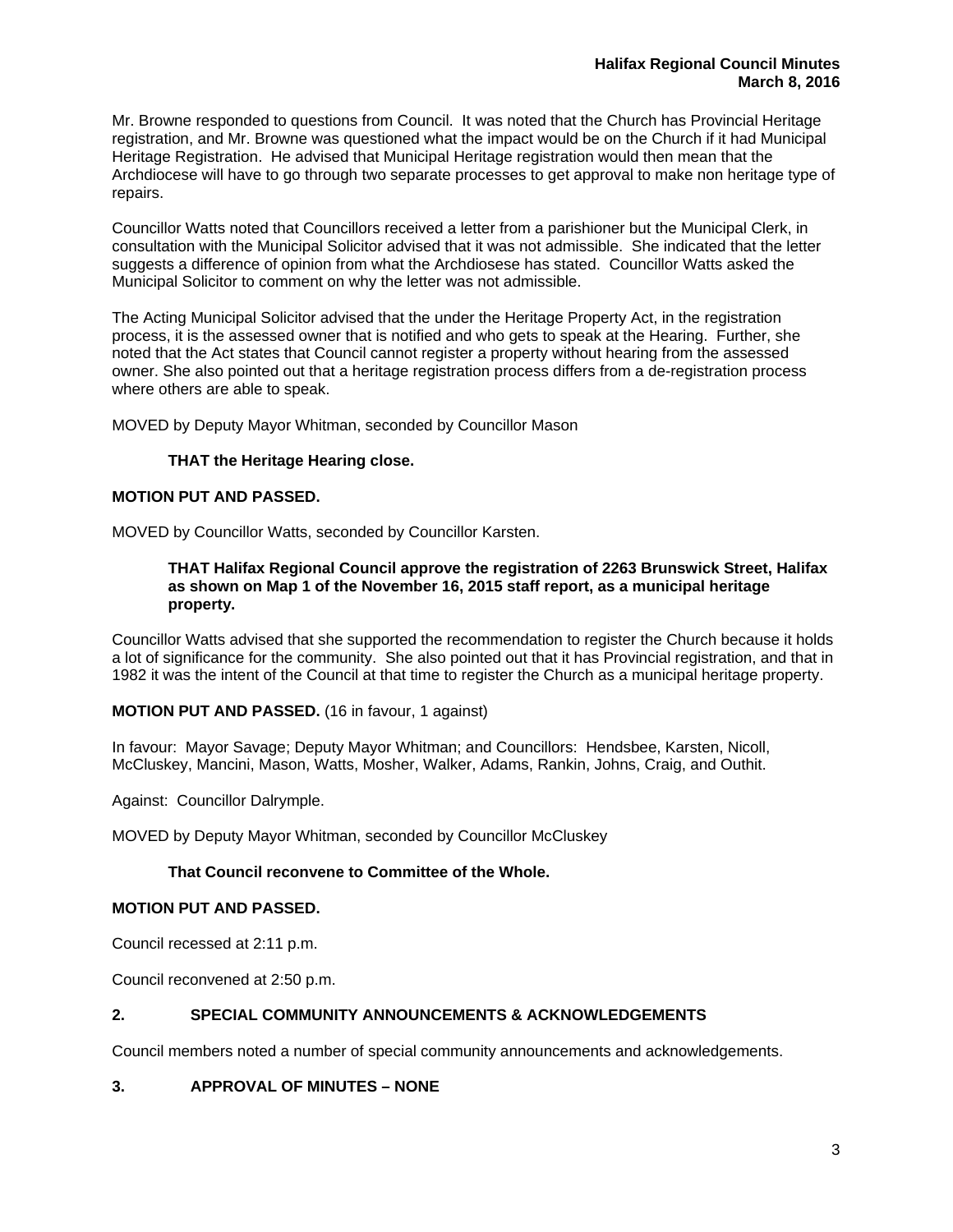Mr. Browne responded to questions from Council. It was noted that the Church has Provincial Heritage registration, and Mr. Browne was questioned what the impact would be on the Church if it had Municipal Heritage Registration. He advised that Municipal Heritage registration would then mean that the Archdiocese will have to go through two separate processes to get approval to make non heritage type of repairs.

Councillor Watts noted that Councillors received a letter from a parishioner but the Municipal Clerk, in consultation with the Municipal Solicitor advised that it was not admissible. She indicated that the letter suggests a difference of opinion from what the Archdiosese has stated. Councillor Watts asked the Municipal Solicitor to comment on why the letter was not admissible.

The Acting Municipal Solicitor advised that the under the Heritage Property Act, in the registration process, it is the assessed owner that is notified and who gets to speak at the Hearing. Further, she noted that the Act states that Council cannot register a property without hearing from the assessed owner. She also pointed out that a heritage registration process differs from a de-registration process where others are able to speak.

MOVED by Deputy Mayor Whitman, seconded by Councillor Mason

**THAT the Heritage Hearing close.**

**MOTION PUT AND PASSED.**

MOVED by Councillor Watts, seconded by Councillor Karsten.

**THAT Halifax Regional Council approve the registration of 2263 Brunswick Street, Halifax as shown on Map 1 of the November 16, 2015 staff report, as a municipal heritage property.**

Councillor Watts advised that she supported the recommendation to register the Church because it holds a lot of significance for the community. She also pointed out that it has Provincial registration, and that in 1982 it was the intent of the Council at that time to register the Church as a municipal heritage property.

**MOTION PUT AND PASSED.** (16 in favour, 1 against)

In favour: Mayor Savage; Deputy Mayor Whitman; and Councillors: Hendsbee, Karsten, Nicoll, McCluskey, Mancini, Mason, Watts, Mosher, Walker, Adams, Rankin, Johns, Craig, and Outhit.

Against: Councillor Dalrymple.

MOVED by Deputy Mayor Whitman, seconded by Councillor McCluskey

**That Council reconvene to Committee of the Whole.**

**MOTION PUT AND PASSED.**

Council recessed at 2:11 p.m.

Council reconvened at 2:50 p.m.

## 2. SPECIAL COMMUNITY ANNOUNCEMENTS & ACKNOWLEDGEMENTS

Council members noted a number of special community announcements and acknowledgements.

## 3. APPROVAL OF MINUTES – NONE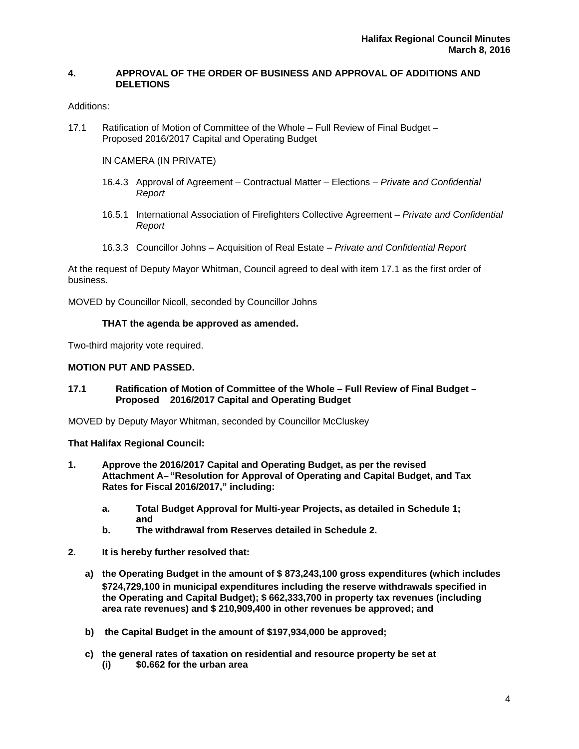## 4. APPROVAL OF THE ORDER OF BUSINESS AND APPROVAL OF ADDITIONS AND DELETIONS

Additions:

17.1 Ratification of Motion of Committee of the Whole – Full Review of Final Budget – Proposed 2016/2017 Capital and Operating Budget

IN CAMERA (IN PRIVATE)

16.4.3 Approval of Agreement – Contractual Matter – Elections – *Private and Confidential Report*

16.5.1 International Association of Firefighters Collective Agreement – *Private and Confidential Report*

16.3.3 Councillor Johns – Acquisition of Real Estate – *Private and Confidential Report*

At the request of Deputy Mayor Whitman, Council agreed to deal with item 17.1 as the first order of business.

MOVED by Councillor Nicoll, seconded by Councillor Johns

**THAT the agenda be approved as amended.**

Two-third majority vote required.

**MOTION PUT AND PASSED.**

## 17.1 Ratification of Motion of Committee of the Whole – Full Review of Final Budget – Proposed 2016/2017 Capital and Operating Budget

MOVED by Deputy Mayor Whitman, seconded by Councillor McCluskey

**That Halifax Regional Council:**

**1. Approve the 2016/2017 Capital and Operating Budget, as per the revised Attachment A– "Resolution for Approval of Operating and Capital Budget, and Tax Rates for Fiscal 2016/2017," including:**

   **a. Total Budget Approval for Multi-year Projects, as detailed in Schedule 1; and**
   
   **b. The withdrawal from Reserves detailed in Schedule 2.**

**2. It is hereby further resolved that:**

   **a) the Operating Budget in the amount of $ 873,243,100 gross expenditures (which includes $724,729,100 in municipal expenditures including the reserve withdrawals specified in the Operating and Capital Budget); $ 662,333,700 in property tax revenues (including area rate revenues) and $ 210,909,400 in other revenues be approved; and**

   **b) the Capital Budget in the amount of $197,934,000 be approved;**

   **c) the general rates of taxation on residential and resource property be set at**
   
   **(i) $0.662 for the urban area**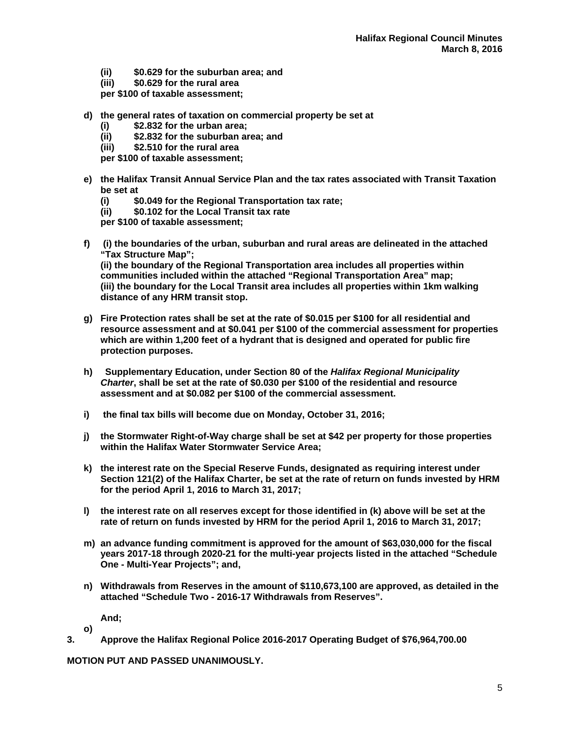**(ii) $0.629 for the suburban area; and**
**(iii) $0.629 for the rural area**
**per $100 of taxable assessment;**

**d) the general rates of taxation on commercial property be set at**
**(i) $2.832 for the urban area;**
**(ii) $2.832 for the suburban area; and**
**(iii) $2.510 for the rural area**
**per $100 of taxable assessment;**

**e) the Halifax Transit Annual Service Plan and the tax rates associated with Transit Taxation be set at**
**(i) $0.049 for the Regional Transportation tax rate;**
**(ii) $0.102 for the Local Transit tax rate**
**per $100 of taxable assessment;**

**f) (i) the boundaries of the urban, suburban and rural areas are delineated in the attached "Tax Structure Map";**
**(ii) the boundary of the Regional Transportation area includes all properties within communities included within the attached "Regional Transportation Area" map;**
**(iii) the boundary for the Local Transit area includes all properties within 1km walking distance of any HRM transit stop.**

**g) Fire Protection rates shall be set at the rate of $0.015 per $100 for all residential and resource assessment and at $0.041 per $100 of the commercial assessment for properties which are within 1,200 feet of a hydrant that is designed and operated for public fire protection purposes.**

**h) Supplementary Education, under Section 80 of the *Halifax Regional Municipality Charter*, shall be set at the rate of $0.030 per $100 of the residential and resource assessment and at $0.082 per $100 of the commercial assessment.**

**i) the final tax bills will become due on Monday, October 31, 2016;**

**j) the Stormwater Right-of-Way charge shall be set at $42 per property for those properties within the Halifax Water Stormwater Service Area;**

**k) the interest rate on the Special Reserve Funds, designated as requiring interest under Section 121(2) of the Halifax Charter, be set at the rate of return on funds invested by HRM for the period April 1, 2016 to March 31, 2017;**

**l) the interest rate on all reserves except for those identified in (k) above will be set at the rate of return on funds invested by HRM for the period April 1, 2016 to March 31, 2017;**

**m) an advance funding commitment is approved for the amount of $63,030,000 for the fiscal years 2017-18 through 2020-21 for the multi-year projects listed in the attached "Schedule One - Multi-Year Projects"; and,**

**n) Withdrawals from Reserves in the amount of $110,673,100 are approved, as detailed in the attached "Schedule Two - 2016-17 Withdrawals from Reserves".**

**And;**

**o)**

**3. Approve the Halifax Regional Police 2016-2017 Operating Budget of $76,964,700.00**

**MOTION PUT AND PASSED UNANIMOUSLY.**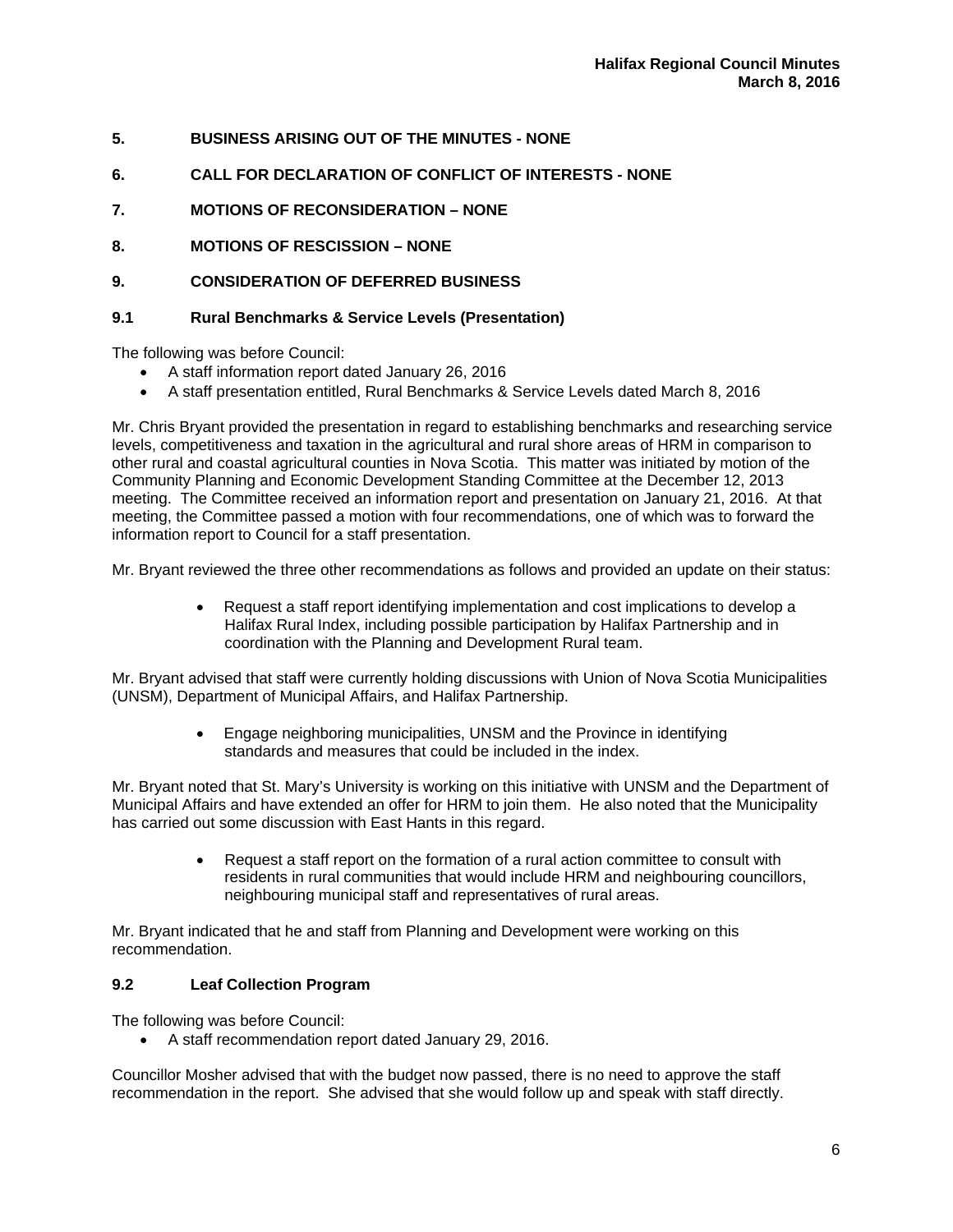## 5. BUSINESS ARISING OUT OF THE MINUTES - NONE

## 6. CALL FOR DECLARATION OF CONFLICT OF INTERESTS - NONE

## 7. MOTIONS OF RECONSIDERATION – NONE

## 8. MOTIONS OF RESCISSION – NONE

## 9. CONSIDERATION OF DEFERRED BUSINESS

### 9.1 Rural Benchmarks & Service Levels (Presentation)

The following was before Council:

- A staff information report dated January 26, 2016
- A staff presentation entitled, Rural Benchmarks & Service Levels dated March 8, 2016

Mr. Chris Bryant provided the presentation in regard to establishing benchmarks and researching service levels, competitiveness and taxation in the agricultural and rural shore areas of HRM in comparison to other rural and coastal agricultural counties in Nova Scotia. This matter was initiated by motion of the Community Planning and Economic Development Standing Committee at the December 12, 2013 meeting. The Committee received an information report and presentation on January 21, 2016. At that meeting, the Committee passed a motion with four recommendations, one of which was to forward the information report to Council for a staff presentation.

Mr. Bryant reviewed the three other recommendations as follows and provided an update on their status:

- Request a staff report identifying implementation and cost implications to develop a Halifax Rural Index, including possible participation by Halifax Partnership and in coordination with the Planning and Development Rural team.

Mr. Bryant advised that staff were currently holding discussions with Union of Nova Scotia Municipalities (UNSM), Department of Municipal Affairs, and Halifax Partnership.

- Engage neighboring municipalities, UNSM and the Province in identifying standards and measures that could be included in the index.

Mr. Bryant noted that St. Mary's University is working on this initiative with UNSM and the Department of Municipal Affairs and have extended an offer for HRM to join them. He also noted that the Municipality has carried out some discussion with East Hants in this regard.

- Request a staff report on the formation of a rural action committee to consult with residents in rural communities that would include HRM and neighbouring councillors, neighbouring municipal staff and representatives of rural areas.

Mr. Bryant indicated that he and staff from Planning and Development were working on this recommendation.

### 9.2 Leaf Collection Program

The following was before Council:

- A staff recommendation report dated January 29, 2016.

Councillor Mosher advised that with the budget now passed, there is no need to approve the staff recommendation in the report. She advised that she would follow up and speak with staff directly.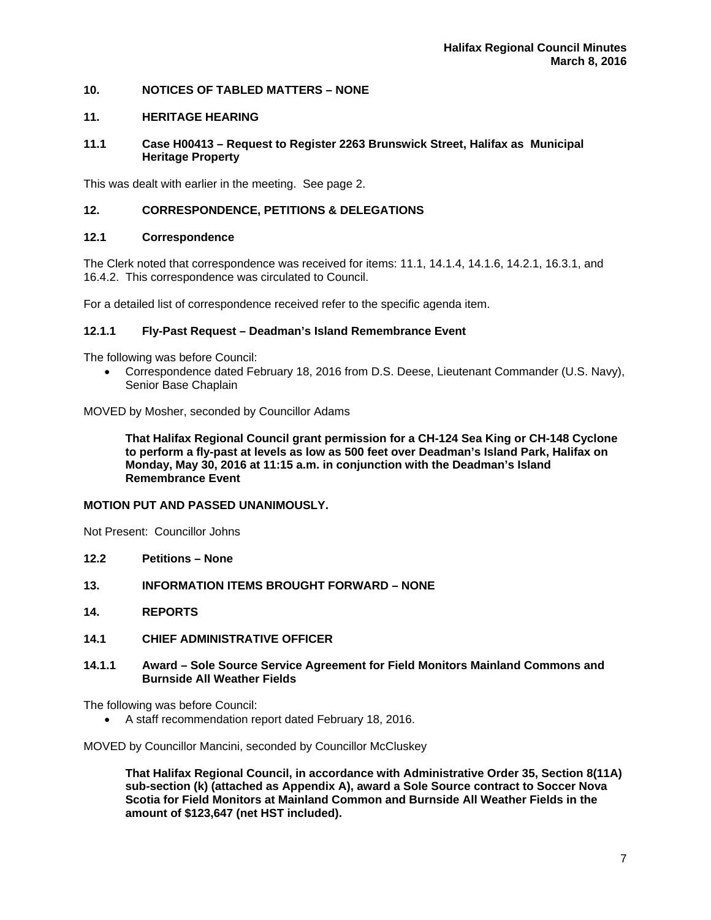## 10. NOTICES OF TABLED MATTERS – NONE

## 11. HERITAGE HEARING

### 11.1 Case H00413 – Request to Register 2263 Brunswick Street, Halifax as Municipal Heritage Property

This was dealt with earlier in the meeting. See page 2.

## 12. CORRESPONDENCE, PETITIONS & DELEGATIONS

### 12.1 Correspondence

The Clerk noted that correspondence was received for items: 11.1, 14.1.4, 14.1.6, 14.2.1, 16.3.1, and 16.4.2. This correspondence was circulated to Council.

For a detailed list of correspondence received refer to the specific agenda item.

#### 12.1.1 Fly-Past Request – Deadman's Island Remembrance Event

The following was before Council:

- Correspondence dated February 18, 2016 from D.S. Deese, Lieutenant Commander (U.S. Navy), Senior Base Chaplain

MOVED by Mosher, seconded by Councillor Adams

> **That Halifax Regional Council grant permission for a CH-124 Sea King or CH-148 Cyclone to perform a fly-past at levels as low as 500 feet over Deadman's Island Park, Halifax on Monday, May 30, 2016 at 11:15 a.m. in conjunction with the Deadman's Island Remembrance Event**

**MOTION PUT AND PASSED UNANIMOUSLY.**

Not Present: Councillor Johns

### 12.2 Petitions – None

## 13. INFORMATION ITEMS BROUGHT FORWARD – NONE

## 14. REPORTS

### 14.1 CHIEF ADMINISTRATIVE OFFICER

#### 14.1.1 Award – Sole Source Service Agreement for Field Monitors Mainland Commons and Burnside All Weather Fields

The following was before Council:

- A staff recommendation report dated February 18, 2016.

MOVED by Councillor Mancini, seconded by Councillor McCluskey

> **That Halifax Regional Council, in accordance with Administrative Order 35, Section 8(11A) sub-section (k) (attached as Appendix A), award a Sole Source contract to Soccer Nova Scotia for Field Monitors at Mainland Common and Burnside All Weather Fields in the amount of $123,647 (net HST included).**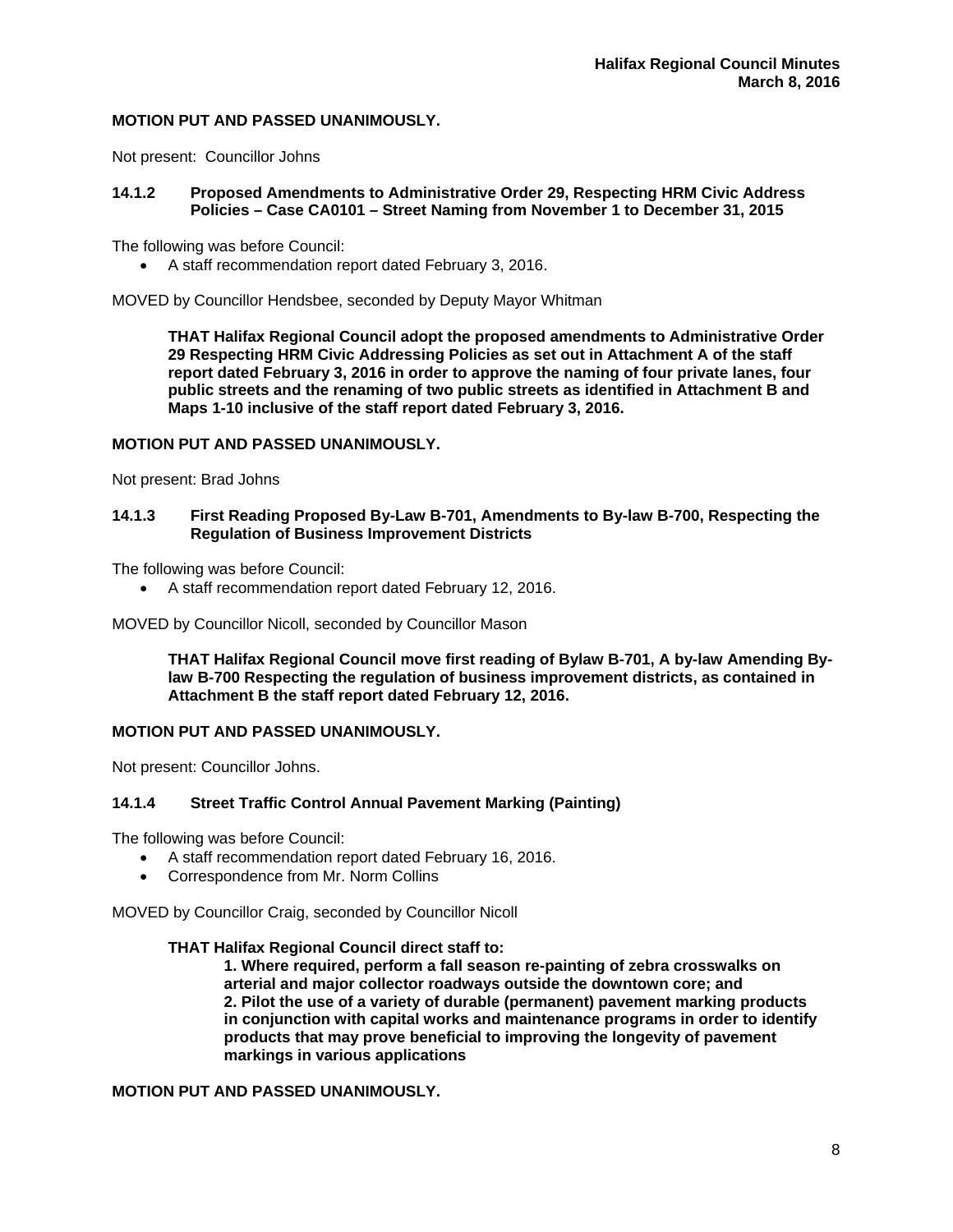**MOTION PUT AND PASSED UNANIMOUSLY.**

Not present: Councillor Johns

### 14.1.2 Proposed Amendments to Administrative Order 29, Respecting HRM Civic Address Policies – Case CA0101 – Street Naming from November 1 to December 31, 2015

The following was before Council:

- A staff recommendation report dated February 3, 2016.

MOVED by Councillor Hendsbee, seconded by Deputy Mayor Whitman

> **THAT Halifax Regional Council adopt the proposed amendments to Administrative Order 29 Respecting HRM Civic Addressing Policies as set out in Attachment A of the staff report dated February 3, 2016 in order to approve the naming of four private lanes, four public streets and the renaming of two public streets as identified in Attachment B and Maps 1-10 inclusive of the staff report dated February 3, 2016.**

**MOTION PUT AND PASSED UNANIMOUSLY.**

Not present: Brad Johns

### 14.1.3 First Reading Proposed By-Law B-701, Amendments to By-law B-700, Respecting the Regulation of Business Improvement Districts

The following was before Council:

- A staff recommendation report dated February 12, 2016.

MOVED by Councillor Nicoll, seconded by Councillor Mason

> **THAT Halifax Regional Council move first reading of Bylaw B-701, A by-law Amending By-law B-700 Respecting the regulation of business improvement districts, as contained in Attachment B the staff report dated February 12, 2016.**

**MOTION PUT AND PASSED UNANIMOUSLY.**

Not present: Councillor Johns.

### 14.1.4 Street Traffic Control Annual Pavement Marking (Painting)

The following was before Council:

- A staff recommendation report dated February 16, 2016.
- Correspondence from Mr. Norm Collins

MOVED by Councillor Craig, seconded by Councillor Nicoll

> **THAT Halifax Regional Council direct staff to:**
>
> **1. Where required, perform a fall season re-painting of zebra crosswalks on arterial and major collector roadways outside the downtown core; and**
> **2. Pilot the use of a variety of durable (permanent) pavement marking products in conjunction with capital works and maintenance programs in order to identify products that may prove beneficial to improving the longevity of pavement markings in various applications**

**MOTION PUT AND PASSED UNANIMOUSLY.**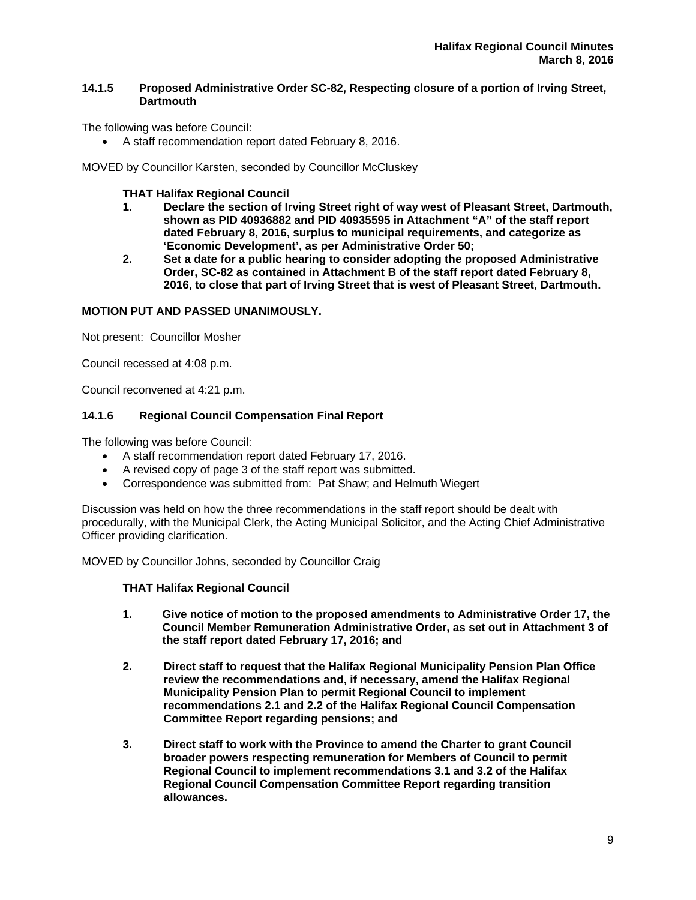### 14.1.5 Proposed Administrative Order SC-82, Respecting closure of a portion of Irving Street, Dartmouth

The following was before Council:

- A staff recommendation report dated February 8, 2016.

MOVED by Councillor Karsten, seconded by Councillor McCluskey

**THAT Halifax Regional Council**

1. **Declare the section of Irving Street right of way west of Pleasant Street, Dartmouth, shown as PID 40936882 and PID 40935595 in Attachment "A" of the staff report dated February 8, 2016, surplus to municipal requirements, and categorize as 'Economic Development', as per Administrative Order 50;**
2. **Set a date for a public hearing to consider adopting the proposed Administrative Order, SC-82 as contained in Attachment B of the staff report dated February 8, 2016, to close that part of Irving Street that is west of Pleasant Street, Dartmouth.**

**MOTION PUT AND PASSED UNANIMOUSLY.**

Not present: Councillor Mosher

Council recessed at 4:08 p.m.

Council reconvened at 4:21 p.m.

### 14.1.6 Regional Council Compensation Final Report

The following was before Council:

- A staff recommendation report dated February 17, 2016.
- A revised copy of page 3 of the staff report was submitted.
- Correspondence was submitted from: Pat Shaw; and Helmuth Wiegert

Discussion was held on how the three recommendations in the staff report should be dealt with procedurally, with the Municipal Clerk, the Acting Municipal Solicitor, and the Acting Chief Administrative Officer providing clarification.

MOVED by Councillor Johns, seconded by Councillor Craig

**THAT Halifax Regional Council**

1. **Give notice of motion to the proposed amendments to Administrative Order 17, the Council Member Remuneration Administrative Order, as set out in Attachment 3 of the staff report dated February 17, 2016; and**

2. **Direct staff to request that the Halifax Regional Municipality Pension Plan Office review the recommendations and, if necessary, amend the Halifax Regional Municipality Pension Plan to permit Regional Council to implement recommendations 2.1 and 2.2 of the Halifax Regional Council Compensation Committee Report regarding pensions; and**

3. **Direct staff to work with the Province to amend the Charter to grant Council broader powers respecting remuneration for Members of Council to permit Regional Council to implement recommendations 3.1 and 3.2 of the Halifax Regional Council Compensation Committee Report regarding transition allowances.**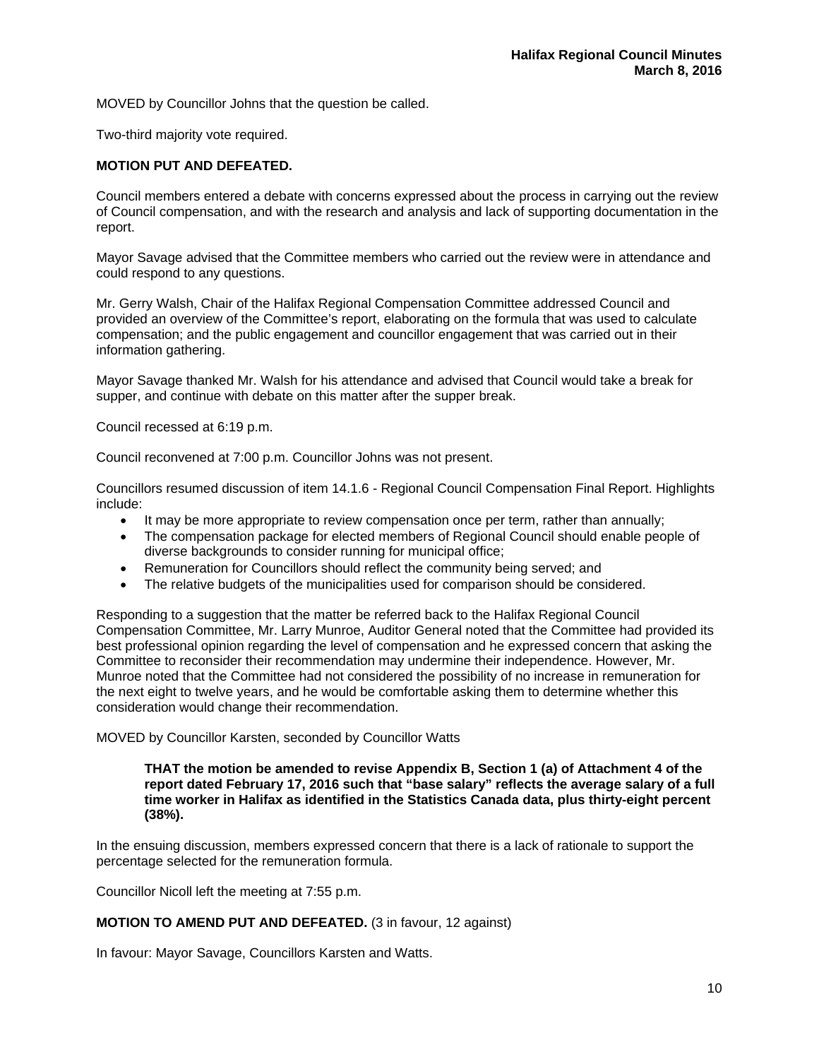MOVED by Councillor Johns that the question be called.

Two-third majority vote required.

**MOTION PUT AND DEFEATED.**

Council members entered a debate with concerns expressed about the process in carrying out the review of Council compensation, and with the research and analysis and lack of supporting documentation in the report.

Mayor Savage advised that the Committee members who carried out the review were in attendance and could respond to any questions.

Mr. Gerry Walsh, Chair of the Halifax Regional Compensation Committee addressed Council and provided an overview of the Committee's report, elaborating on the formula that was used to calculate compensation; and the public engagement and councillor engagement that was carried out in their information gathering.

Mayor Savage thanked Mr. Walsh for his attendance and advised that Council would take a break for supper, and continue with debate on this matter after the supper break.

Council recessed at 6:19 p.m.

Council reconvened at 7:00 p.m. Councillor Johns was not present.

Councillors resumed discussion of item 14.1.6 - Regional Council Compensation Final Report. Highlights include:

- It may be more appropriate to review compensation once per term, rather than annually;
- The compensation package for elected members of Regional Council should enable people of diverse backgrounds to consider running for municipal office;
- Remuneration for Councillors should reflect the community being served; and
- The relative budgets of the municipalities used for comparison should be considered.

Responding to a suggestion that the matter be referred back to the Halifax Regional Council Compensation Committee, Mr. Larry Munroe, Auditor General noted that the Committee had provided its best professional opinion regarding the level of compensation and he expressed concern that asking the Committee to reconsider their recommendation may undermine their independence. However, Mr. Munroe noted that the Committee had not considered the possibility of no increase in remuneration for the next eight to twelve years, and he would be comfortable asking them to determine whether this consideration would change their recommendation.

MOVED by Councillor Karsten, seconded by Councillor Watts

> **THAT the motion be amended to revise Appendix B, Section 1 (a) of Attachment 4 of the report dated February 17, 2016 such that "base salary" reflects the average salary of a full time worker in Halifax as identified in the Statistics Canada data, plus thirty-eight percent (38%).**

In the ensuing discussion, members expressed concern that there is a lack of rationale to support the percentage selected for the remuneration formula.

Councillor Nicoll left the meeting at 7:55 p.m.

**MOTION TO AMEND PUT AND DEFEATED.** (3 in favour, 12 against)

In favour: Mayor Savage, Councillors Karsten and Watts.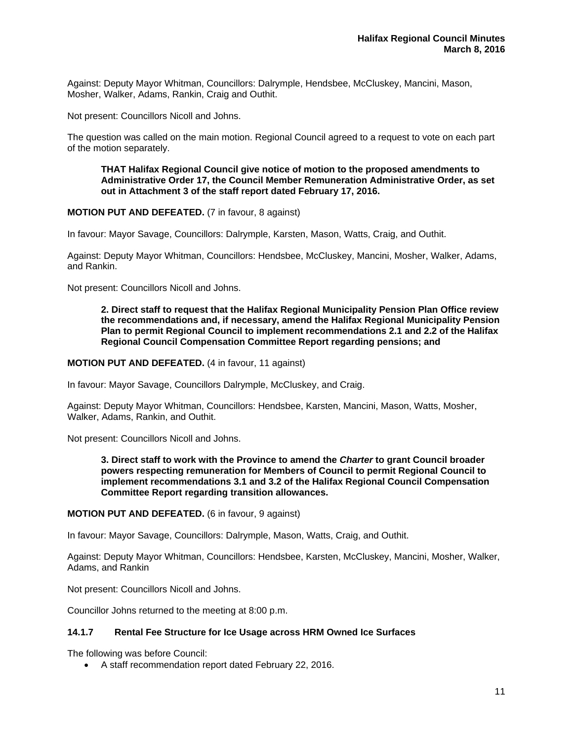Against: Deputy Mayor Whitman, Councillors: Dalrymple, Hendsbee, McCluskey, Mancini, Mason, Mosher, Walker, Adams, Rankin, Craig and Outhit.

Not present: Councillors Nicoll and Johns.

The question was called on the main motion. Regional Council agreed to a request to vote on each part of the motion separately.

> **THAT Halifax Regional Council give notice of motion to the proposed amendments to Administrative Order 17, the Council Member Remuneration Administrative Order, as set out in Attachment 3 of the staff report dated February 17, 2016.**

**MOTION PUT AND DEFEATED.** (7 in favour, 8 against)

In favour: Mayor Savage, Councillors: Dalrymple, Karsten, Mason, Watts, Craig, and Outhit.

Against: Deputy Mayor Whitman, Councillors: Hendsbee, McCluskey, Mancini, Mosher, Walker, Adams, and Rankin.

Not present: Councillors Nicoll and Johns.

> **2. Direct staff to request that the Halifax Regional Municipality Pension Plan Office review the recommendations and, if necessary, amend the Halifax Regional Municipality Pension Plan to permit Regional Council to implement recommendations 2.1 and 2.2 of the Halifax Regional Council Compensation Committee Report regarding pensions; and**

**MOTION PUT AND DEFEATED.** (4 in favour, 11 against)

In favour: Mayor Savage, Councillors Dalrymple, McCluskey, and Craig.

Against: Deputy Mayor Whitman, Councillors: Hendsbee, Karsten, Mancini, Mason, Watts, Mosher, Walker, Adams, Rankin, and Outhit.

Not present: Councillors Nicoll and Johns.

> **3. Direct staff to work with the Province to amend the *Charter* to grant Council broader powers respecting remuneration for Members of Council to permit Regional Council to implement recommendations 3.1 and 3.2 of the Halifax Regional Council Compensation Committee Report regarding transition allowances.**

**MOTION PUT AND DEFEATED.** (6 in favour, 9 against)

In favour: Mayor Savage, Councillors: Dalrymple, Mason, Watts, Craig, and Outhit.

Against: Deputy Mayor Whitman, Councillors: Hendsbee, Karsten, McCluskey, Mancini, Mosher, Walker, Adams, and Rankin

Not present: Councillors Nicoll and Johns.

Councillor Johns returned to the meeting at 8:00 p.m.

### 14.1.7 Rental Fee Structure for Ice Usage across HRM Owned Ice Surfaces

The following was before Council:

- A staff recommendation report dated February 22, 2016.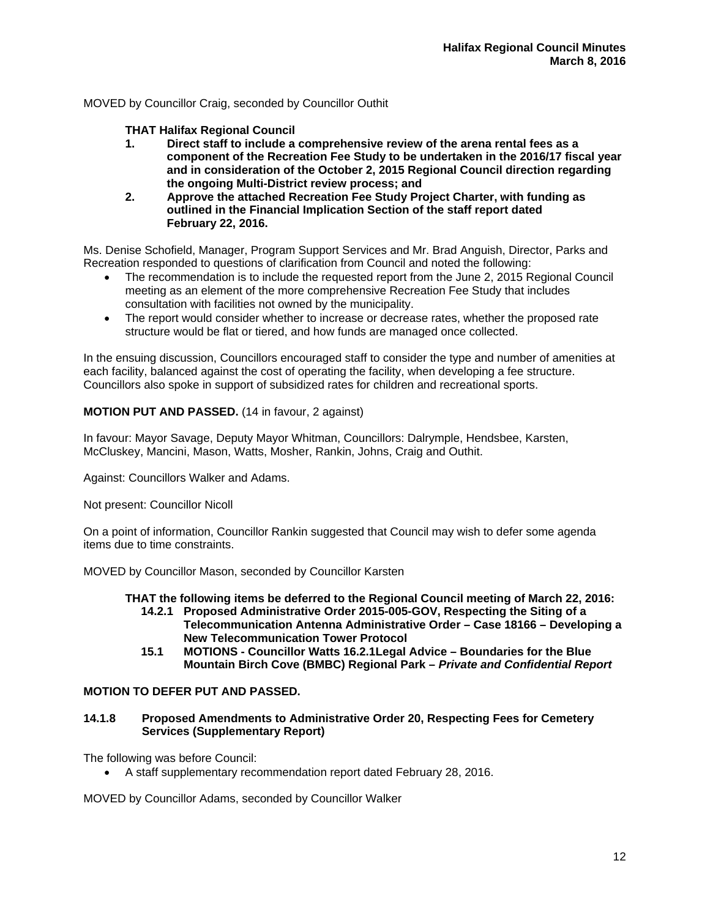MOVED by Councillor Craig, seconded by Councillor Outhit

**THAT Halifax Regional Council**

1. **Direct staff to include a comprehensive review of the arena rental fees as a component of the Recreation Fee Study to be undertaken in the 2016/17 fiscal year and in consideration of the October 2, 2015 Regional Council direction regarding the ongoing Multi-District review process; and**
2. **Approve the attached Recreation Fee Study Project Charter, with funding as outlined in the Financial Implication Section of the staff report dated February 22, 2016.**

Ms. Denise Schofield, Manager, Program Support Services and Mr. Brad Anguish, Director, Parks and Recreation responded to questions of clarification from Council and noted the following:

- The recommendation is to include the requested report from the June 2, 2015 Regional Council meeting as an element of the more comprehensive Recreation Fee Study that includes consultation with facilities not owned by the municipality.
- The report would consider whether to increase or decrease rates, whether the proposed rate structure would be flat or tiered, and how funds are managed once collected.

In the ensuing discussion, Councillors encouraged staff to consider the type and number of amenities at each facility, balanced against the cost of operating the facility, when developing a fee structure. Councillors also spoke in support of subsidized rates for children and recreational sports.

**MOTION PUT AND PASSED.** (14 in favour, 2 against)

In favour: Mayor Savage, Deputy Mayor Whitman, Councillors: Dalrymple, Hendsbee, Karsten, McCluskey, Mancini, Mason, Watts, Mosher, Rankin, Johns, Craig and Outhit.

Against: Councillors Walker and Adams.

Not present: Councillor Nicoll

On a point of information, Councillor Rankin suggested that Council may wish to defer some agenda items due to time constraints.

MOVED by Councillor Mason, seconded by Councillor Karsten

**THAT the following items be deferred to the Regional Council meeting of March 22, 2016:**

- **14.2.1 Proposed Administrative Order 2015-005-GOV, Respecting the Siting of a Telecommunication Antenna Administrative Order – Case 18166 – Developing a New Telecommunication Tower Protocol**
- **15.1 MOTIONS - Councillor Watts 16.2.1Legal Advice – Boundaries for the Blue Mountain Birch Cove (BMBC) Regional Park – *Private and Confidential Report***

**MOTION TO DEFER PUT AND PASSED.**

### 14.1.8 Proposed Amendments to Administrative Order 20, Respecting Fees for Cemetery Services (Supplementary Report)

The following was before Council:

- A staff supplementary recommendation report dated February 28, 2016.

MOVED by Councillor Adams, seconded by Councillor Walker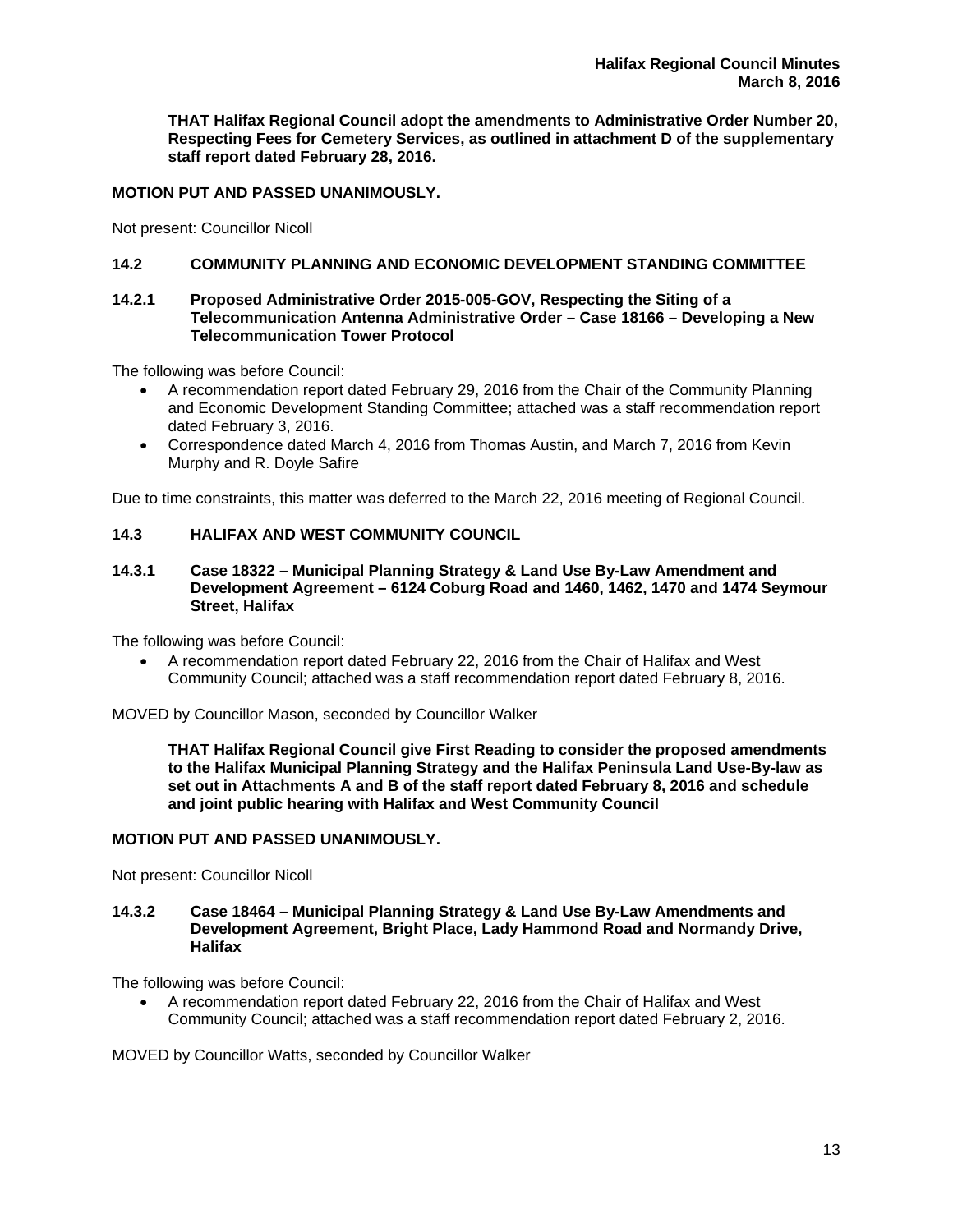**THAT Halifax Regional Council adopt the amendments to Administrative Order Number 20, Respecting Fees for Cemetery Services, as outlined in attachment D of the supplementary staff report dated February 28, 2016.**

**MOTION PUT AND PASSED UNANIMOUSLY.**

Not present: Councillor Nicoll

## 14.2 COMMUNITY PLANNING AND ECONOMIC DEVELOPMENT STANDING COMMITTEE

### 14.2.1 Proposed Administrative Order 2015-005-GOV, Respecting the Siting of a Telecommunication Antenna Administrative Order – Case 18166 – Developing a New Telecommunication Tower Protocol

The following was before Council:

- A recommendation report dated February 29, 2016 from the Chair of the Community Planning and Economic Development Standing Committee; attached was a staff recommendation report dated February 3, 2016.
- Correspondence dated March 4, 2016 from Thomas Austin, and March 7, 2016 from Kevin Murphy and R. Doyle Safire

Due to time constraints, this matter was deferred to the March 22, 2016 meeting of Regional Council.

## 14.3 HALIFAX AND WEST COMMUNITY COUNCIL

### 14.3.1 Case 18322 – Municipal Planning Strategy & Land Use By-Law Amendment and Development Agreement – 6124 Coburg Road and 1460, 1462, 1470 and 1474 Seymour Street, Halifax

The following was before Council:

- A recommendation report dated February 22, 2016 from the Chair of Halifax and West Community Council; attached was a staff recommendation report dated February 8, 2016.

MOVED by Councillor Mason, seconded by Councillor Walker

**THAT Halifax Regional Council give First Reading to consider the proposed amendments to the Halifax Municipal Planning Strategy and the Halifax Peninsula Land Use-By-law as set out in Attachments A and B of the staff report dated February 8, 2016 and schedule and joint public hearing with Halifax and West Community Council**

**MOTION PUT AND PASSED UNANIMOUSLY.**

Not present: Councillor Nicoll

### 14.3.2 Case 18464 – Municipal Planning Strategy & Land Use By-Law Amendments and Development Agreement, Bright Place, Lady Hammond Road and Normandy Drive, Halifax

The following was before Council:

- A recommendation report dated February 22, 2016 from the Chair of Halifax and West Community Council; attached was a staff recommendation report dated February 2, 2016.

MOVED by Councillor Watts, seconded by Councillor Walker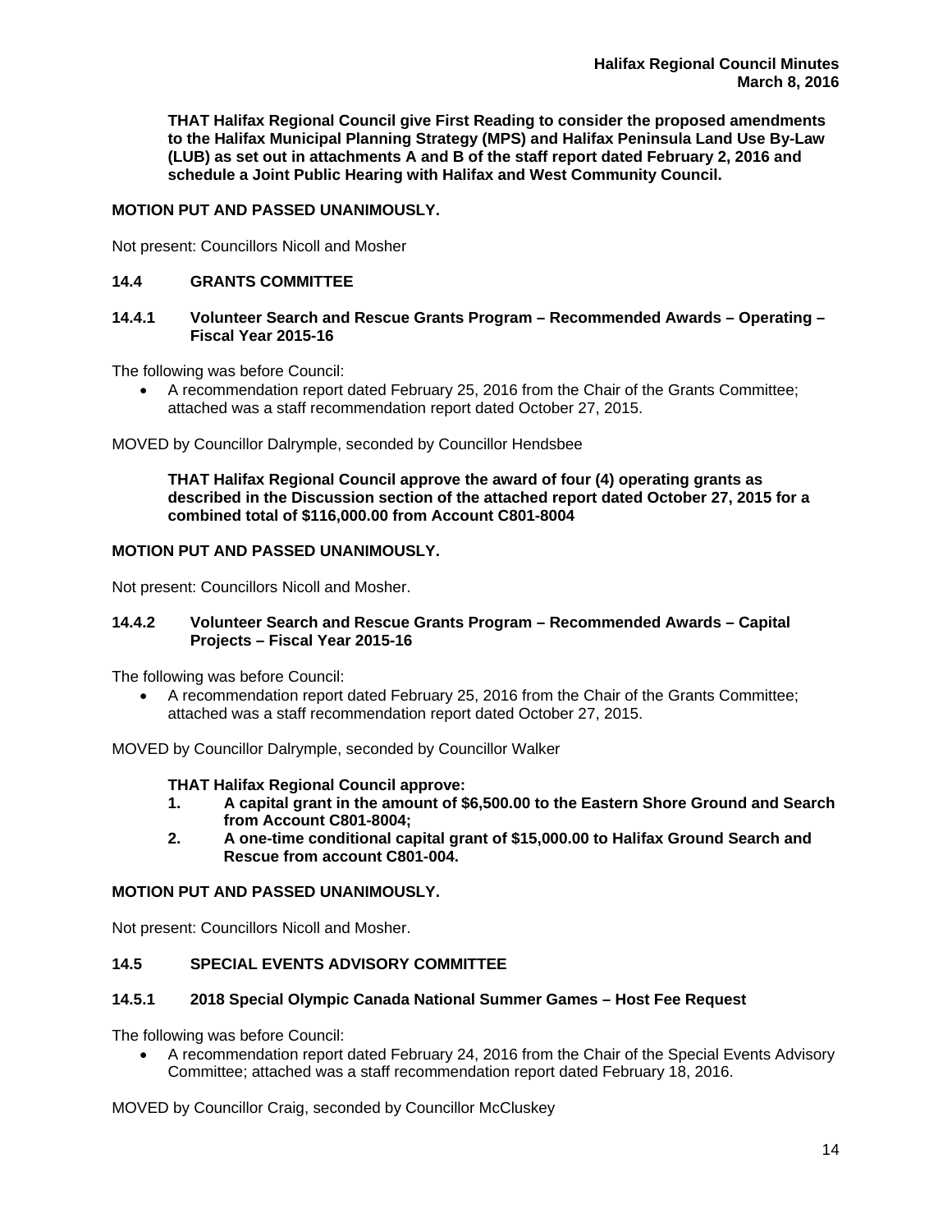**THAT Halifax Regional Council give First Reading to consider the proposed amendments to the Halifax Municipal Planning Strategy (MPS) and Halifax Peninsula Land Use By-Law (LUB) as set out in attachments A and B of the staff report dated February 2, 2016 and schedule a Joint Public Hearing with Halifax and West Community Council.**

**MOTION PUT AND PASSED UNANIMOUSLY.**

Not present: Councillors Nicoll and Mosher

### 14.4 GRANTS COMMITTEE

#### 14.4.1 Volunteer Search and Rescue Grants Program – Recommended Awards – Operating – Fiscal Year 2015-16

The following was before Council:

- A recommendation report dated February 25, 2016 from the Chair of the Grants Committee; attached was a staff recommendation report dated October 27, 2015.

MOVED by Councillor Dalrymple, seconded by Councillor Hendsbee

**THAT Halifax Regional Council approve the award of four (4) operating grants as described in the Discussion section of the attached report dated October 27, 2015 for a combined total of $116,000.00 from Account C801-8004**

**MOTION PUT AND PASSED UNANIMOUSLY.**

Not present: Councillors Nicoll and Mosher.

#### 14.4.2 Volunteer Search and Rescue Grants Program – Recommended Awards – Capital Projects – Fiscal Year 2015-16

The following was before Council:

- A recommendation report dated February 25, 2016 from the Chair of the Grants Committee; attached was a staff recommendation report dated October 27, 2015.

MOVED by Councillor Dalrymple, seconded by Councillor Walker

**THAT Halifax Regional Council approve:**

1. **A capital grant in the amount of $6,500.00 to the Eastern Shore Ground and Search from Account C801-8004;**
2. **A one-time conditional capital grant of $15,000.00 to Halifax Ground Search and Rescue from account C801-004.**

**MOTION PUT AND PASSED UNANIMOUSLY.**

Not present: Councillors Nicoll and Mosher.

### 14.5 SPECIAL EVENTS ADVISORY COMMITTEE

#### 14.5.1 2018 Special Olympic Canada National Summer Games – Host Fee Request

The following was before Council:

- A recommendation report dated February 24, 2016 from the Chair of the Special Events Advisory Committee; attached was a staff recommendation report dated February 18, 2016.

MOVED by Councillor Craig, seconded by Councillor McCluskey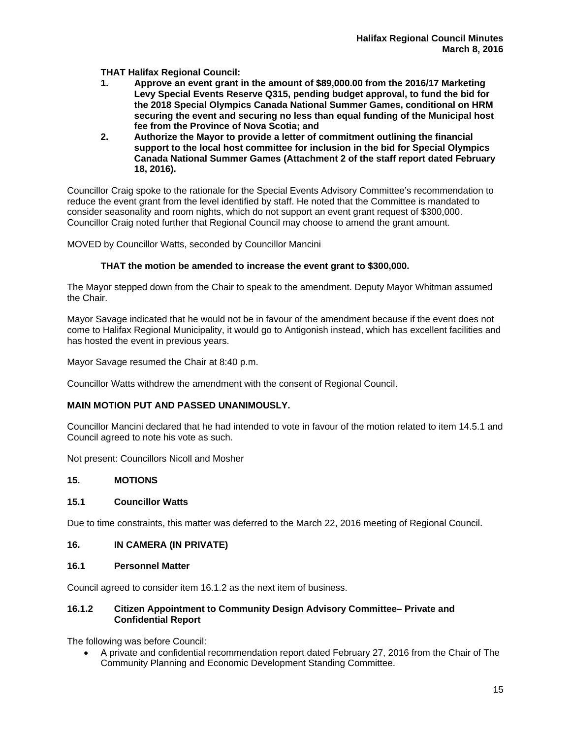**THAT Halifax Regional Council:**

1. **Approve an event grant in the amount of $89,000.00 from the 2016/17 Marketing Levy Special Events Reserve Q315, pending budget approval, to fund the bid for the 2018 Special Olympics Canada National Summer Games, conditional on HRM securing the event and securing no less than equal funding of the Municipal host fee from the Province of Nova Scotia; and**
2. **Authorize the Mayor to provide a letter of commitment outlining the financial support to the local host committee for inclusion in the bid for Special Olympics Canada National Summer Games (Attachment 2 of the staff report dated February 18, 2016).**

Councillor Craig spoke to the rationale for the Special Events Advisory Committee's recommendation to reduce the event grant from the level identified by staff. He noted that the Committee is mandated to consider seasonality and room nights, which do not support an event grant request of $300,000. Councillor Craig noted further that Regional Council may choose to amend the grant amount.

MOVED by Councillor Watts, seconded by Councillor Mancini

**THAT the motion be amended to increase the event grant to $300,000.**

The Mayor stepped down from the Chair to speak to the amendment. Deputy Mayor Whitman assumed the Chair.

Mayor Savage indicated that he would not be in favour of the amendment because if the event does not come to Halifax Regional Municipality, it would go to Antigonish instead, which has excellent facilities and has hosted the event in previous years.

Mayor Savage resumed the Chair at 8:40 p.m.

Councillor Watts withdrew the amendment with the consent of Regional Council.

**MAIN MOTION PUT AND PASSED UNANIMOUSLY.**

Councillor Mancini declared that he had intended to vote in favour of the motion related to item 14.5.1 and Council agreed to note his vote as such.

Not present: Councillors Nicoll and Mosher

## 15. MOTIONS

### 15.1 Councillor Watts

Due to time constraints, this matter was deferred to the March 22, 2016 meeting of Regional Council.

## 16. IN CAMERA (IN PRIVATE)

### 16.1 Personnel Matter

Council agreed to consider item 16.1.2 as the next item of business.

### 16.1.2 Citizen Appointment to Community Design Advisory Committee– Private and Confidential Report

The following was before Council:

- A private and confidential recommendation report dated February 27, 2016 from the Chair of The Community Planning and Economic Development Standing Committee.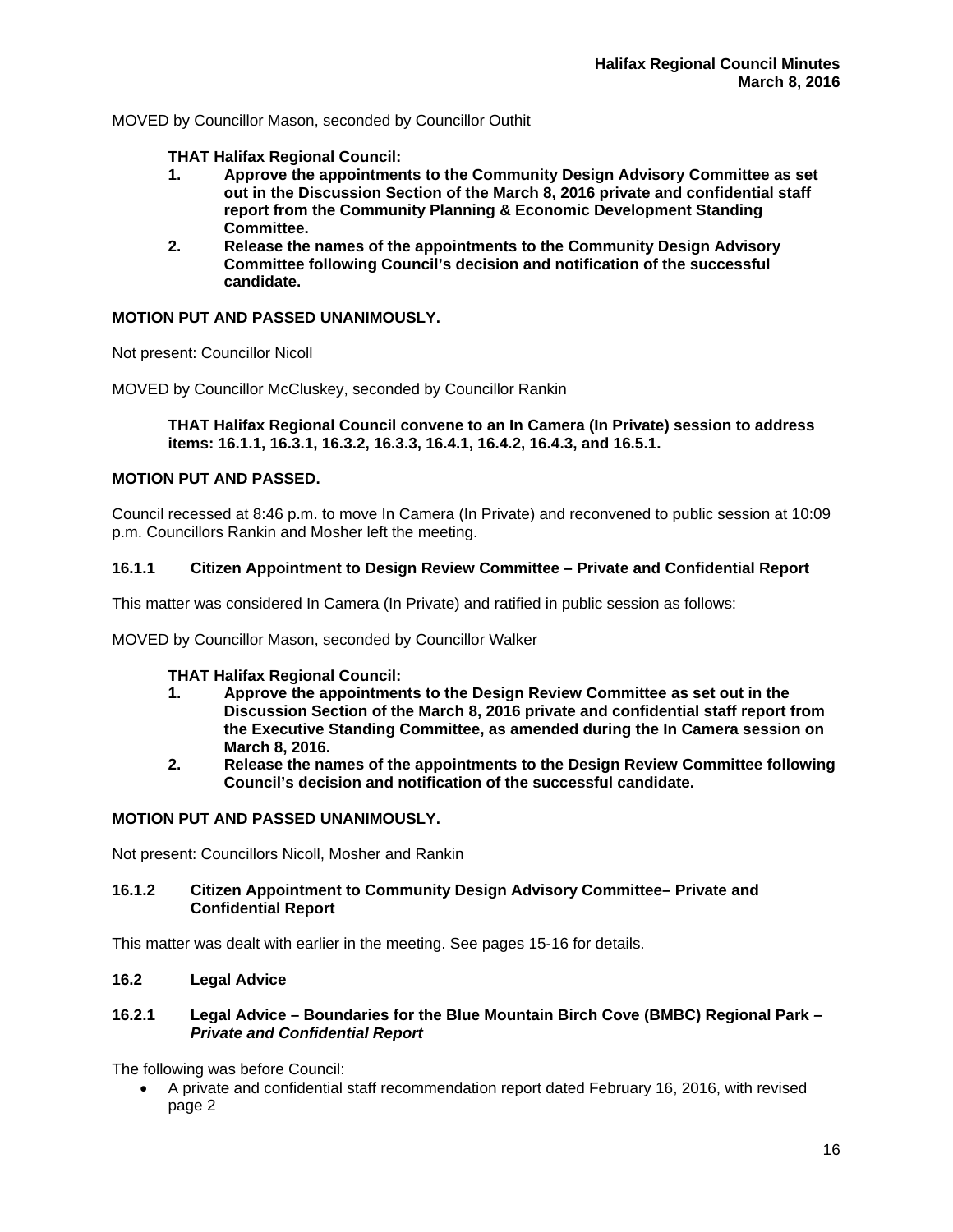MOVED by Councillor Mason, seconded by Councillor Outhit

**THAT Halifax Regional Council:**

1. **Approve the appointments to the Community Design Advisory Committee as set out in the Discussion Section of the March 8, 2016 private and confidential staff report from the Community Planning & Economic Development Standing Committee.**
2. **Release the names of the appointments to the Community Design Advisory Committee following Council's decision and notification of the successful candidate.**

**MOTION PUT AND PASSED UNANIMOUSLY.**

Not present: Councillor Nicoll

MOVED by Councillor McCluskey, seconded by Councillor Rankin

**THAT Halifax Regional Council convene to an In Camera (In Private) session to address items: 16.1.1, 16.3.1, 16.3.2, 16.3.3, 16.4.1, 16.4.2, 16.4.3, and 16.5.1.**

**MOTION PUT AND PASSED.**

Council recessed at 8:46 p.m. to move In Camera (In Private) and reconvened to public session at 10:09 p.m. Councillors Rankin and Mosher left the meeting.

### 16.1.1 Citizen Appointment to Design Review Committee – Private and Confidential Report

This matter was considered In Camera (In Private) and ratified in public session as follows:

MOVED by Councillor Mason, seconded by Councillor Walker

**THAT Halifax Regional Council:**

1. **Approve the appointments to the Design Review Committee as set out in the Discussion Section of the March 8, 2016 private and confidential staff report from the Executive Standing Committee, as amended during the In Camera session on March 8, 2016.**
2. **Release the names of the appointments to the Design Review Committee following Council's decision and notification of the successful candidate.**

**MOTION PUT AND PASSED UNANIMOUSLY.**

Not present: Councillors Nicoll, Mosher and Rankin

### 16.1.2 Citizen Appointment to Community Design Advisory Committee– Private and Confidential Report

This matter was dealt with earlier in the meeting. See pages 15-16 for details.

### 16.2 Legal Advice

### 16.2.1 Legal Advice – Boundaries for the Blue Mountain Birch Cove (BMBC) Regional Park – *Private and Confidential Report*

The following was before Council:

- A private and confidential staff recommendation report dated February 16, 2016, with revised page 2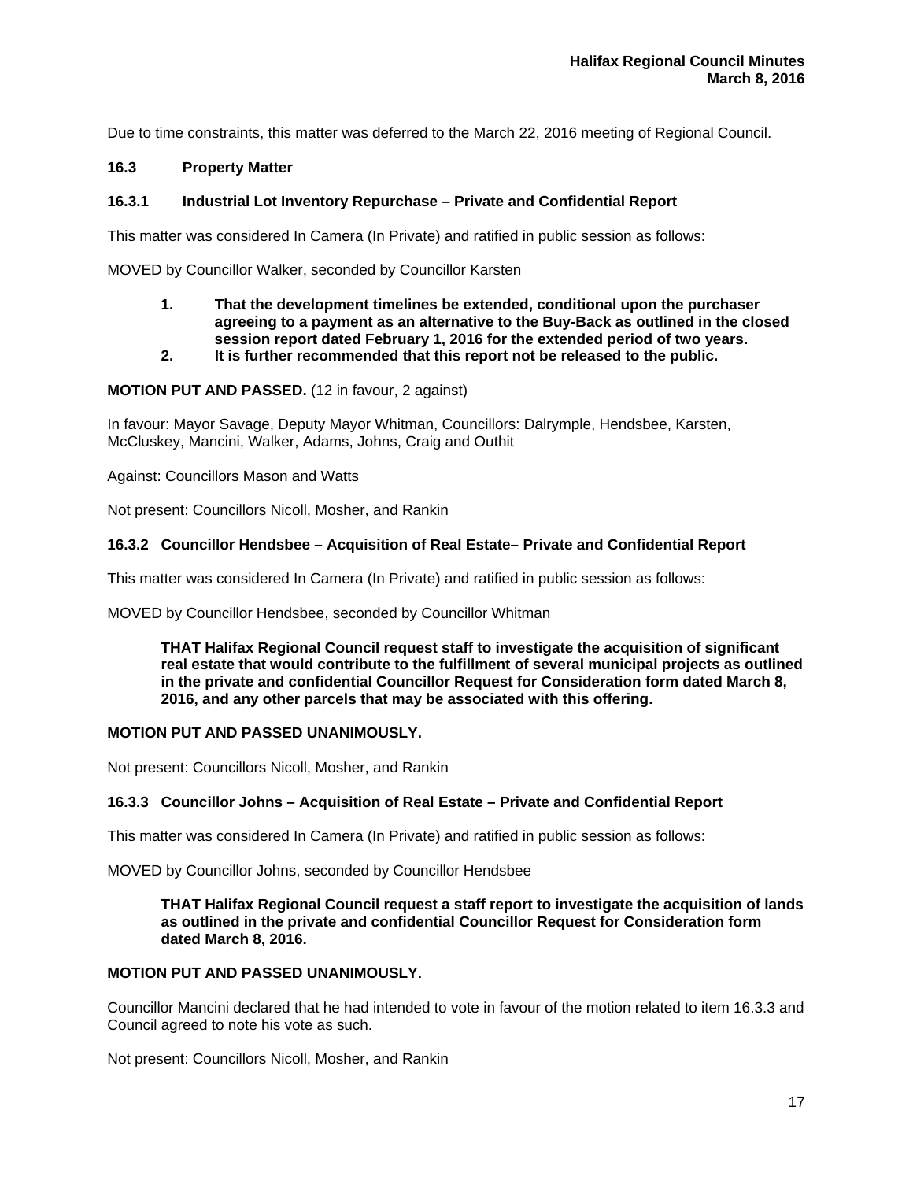Due to time constraints, this matter was deferred to the March 22, 2016 meeting of Regional Council.

### 16.3 Property Matter

### 16.3.1 Industrial Lot Inventory Repurchase – Private and Confidential Report

This matter was considered In Camera (In Private) and ratified in public session as follows:

MOVED by Councillor Walker, seconded by Councillor Karsten

1. **That the development timelines be extended, conditional upon the purchaser agreeing to a payment as an alternative to the Buy-Back as outlined in the closed session report dated February 1, 2016 for the extended period of two years.**
2. **It is further recommended that this report not be released to the public.**

**MOTION PUT AND PASSED.** (12 in favour, 2 against)

In favour: Mayor Savage, Deputy Mayor Whitman, Councillors: Dalrymple, Hendsbee, Karsten, McCluskey, Mancini, Walker, Adams, Johns, Craig and Outhit

Against: Councillors Mason and Watts

Not present: Councillors Nicoll, Mosher, and Rankin

### 16.3.2 Councillor Hendsbee – Acquisition of Real Estate– Private and Confidential Report

This matter was considered In Camera (In Private) and ratified in public session as follows:

MOVED by Councillor Hendsbee, seconded by Councillor Whitman

**THAT Halifax Regional Council request staff to investigate the acquisition of significant real estate that would contribute to the fulfillment of several municipal projects as outlined in the private and confidential Councillor Request for Consideration form dated March 8, 2016, and any other parcels that may be associated with this offering.**

**MOTION PUT AND PASSED UNANIMOUSLY.**

Not present: Councillors Nicoll, Mosher, and Rankin

### 16.3.3 Councillor Johns – Acquisition of Real Estate – Private and Confidential Report

This matter was considered In Camera (In Private) and ratified in public session as follows:

MOVED by Councillor Johns, seconded by Councillor Hendsbee

**THAT Halifax Regional Council request a staff report to investigate the acquisition of lands as outlined in the private and confidential Councillor Request for Consideration form dated March 8, 2016.**

**MOTION PUT AND PASSED UNANIMOUSLY.**

Councillor Mancini declared that he had intended to vote in favour of the motion related to item 16.3.3 and Council agreed to note his vote as such.

Not present: Councillors Nicoll, Mosher, and Rankin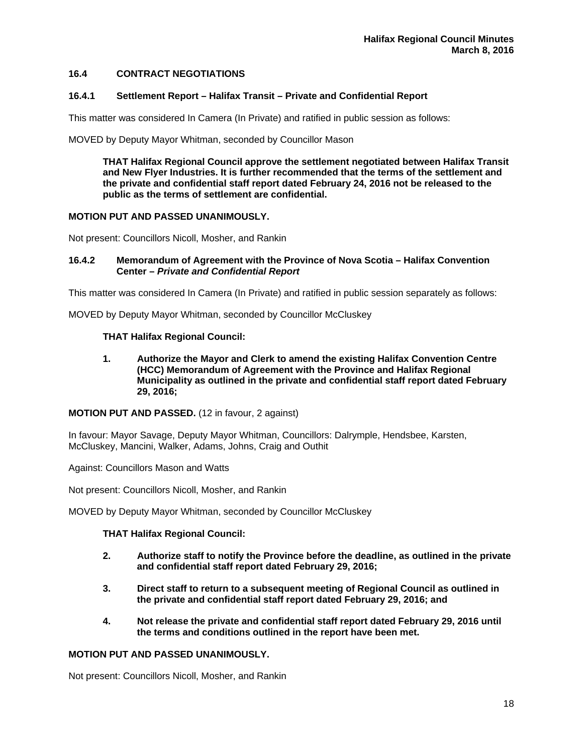### 16.4 CONTRACT NEGOTIATIONS

### 16.4.1 Settlement Report – Halifax Transit – Private and Confidential Report

This matter was considered In Camera (In Private) and ratified in public session as follows:

MOVED by Deputy Mayor Whitman, seconded by Councillor Mason

> **THAT Halifax Regional Council approve the settlement negotiated between Halifax Transit and New Flyer Industries. It is further recommended that the terms of the settlement and the private and confidential staff report dated February 24, 2016 not be released to the public as the terms of settlement are confidential.**

**MOTION PUT AND PASSED UNANIMOUSLY.**

Not present: Councillors Nicoll, Mosher, and Rankin

### 16.4.2 Memorandum of Agreement with the Province of Nova Scotia – Halifax Convention Center – *Private and Confidential Report*

This matter was considered In Camera (In Private) and ratified in public session separately as follows:

MOVED by Deputy Mayor Whitman, seconded by Councillor McCluskey

> **THAT Halifax Regional Council:**
>
> **1. Authorize the Mayor and Clerk to amend the existing Halifax Convention Centre (HCC) Memorandum of Agreement with the Province and Halifax Regional Municipality as outlined in the private and confidential staff report dated February 29, 2016;**

**MOTION PUT AND PASSED.** (12 in favour, 2 against)

In favour: Mayor Savage, Deputy Mayor Whitman, Councillors: Dalrymple, Hendsbee, Karsten, McCluskey, Mancini, Walker, Adams, Johns, Craig and Outhit

Against: Councillors Mason and Watts

Not present: Councillors Nicoll, Mosher, and Rankin

MOVED by Deputy Mayor Whitman, seconded by Councillor McCluskey

> **THAT Halifax Regional Council:**
>
> **2. Authorize staff to notify the Province before the deadline, as outlined in the private and confidential staff report dated February 29, 2016;**
>
> **3. Direct staff to return to a subsequent meeting of Regional Council as outlined in the private and confidential staff report dated February 29, 2016; and**
>
> **4. Not release the private and confidential staff report dated February 29, 2016 until the terms and conditions outlined in the report have been met.**

**MOTION PUT AND PASSED UNANIMOUSLY.**

Not present: Councillors Nicoll, Mosher, and Rankin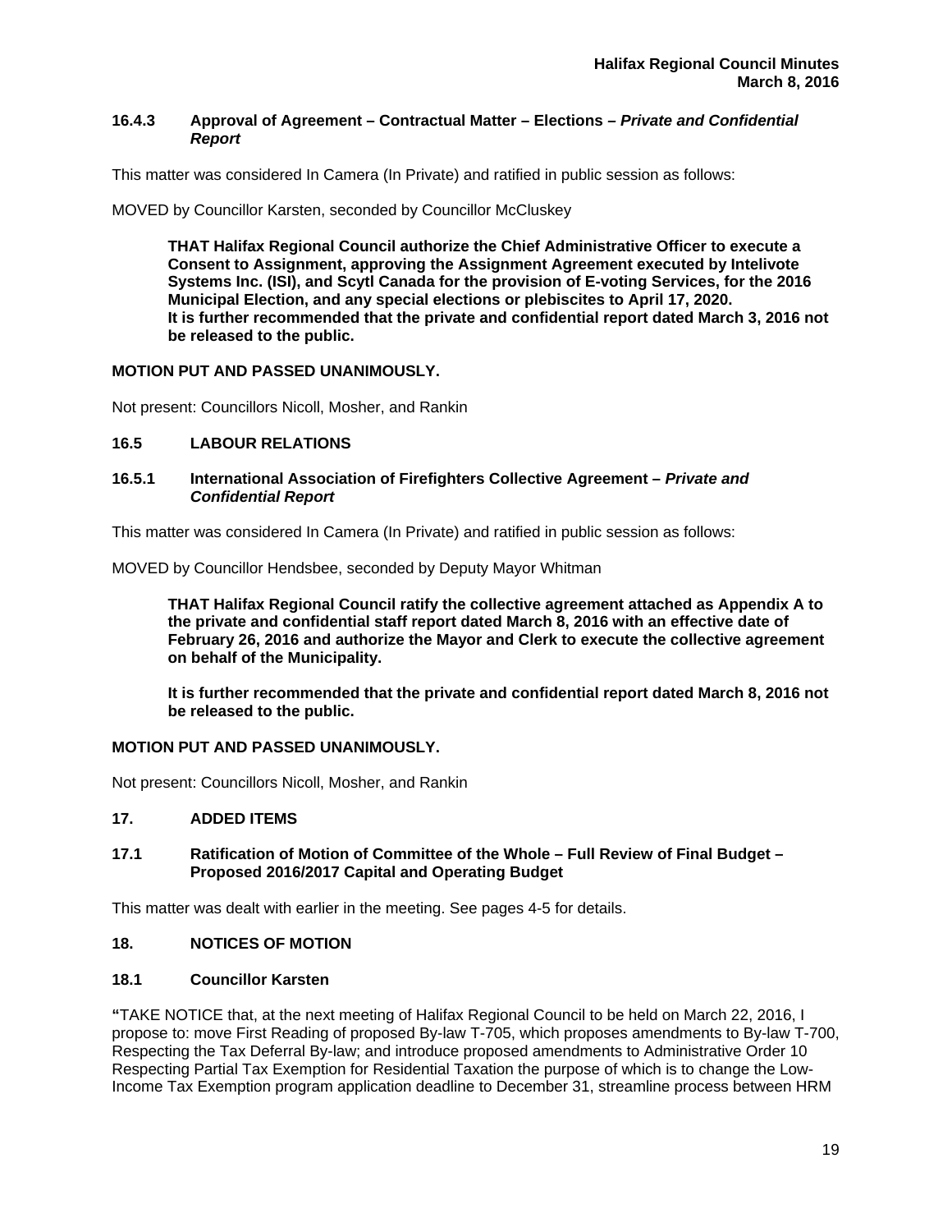### 16.4.3 Approval of Agreement – Contractual Matter – Elections – *Private and Confidential Report*

This matter was considered In Camera (In Private) and ratified in public session as follows:

MOVED by Councillor Karsten, seconded by Councillor McCluskey

> **THAT Halifax Regional Council authorize the Chief Administrative Officer to execute a Consent to Assignment, approving the Assignment Agreement executed by Intelivote Systems Inc. (ISI), and Scytl Canada for the provision of E-voting Services, for the 2016 Municipal Election, and any special elections or plebiscites to April 17, 2020.**
> **It is further recommended that the private and confidential report dated March 3, 2016 not be released to the public.**

**MOTION PUT AND PASSED UNANIMOUSLY.**

Not present: Councillors Nicoll, Mosher, and Rankin

## 16.5 LABOUR RELATIONS

### 16.5.1 International Association of Firefighters Collective Agreement – *Private and Confidential Report*

This matter was considered In Camera (In Private) and ratified in public session as follows:

MOVED by Councillor Hendsbee, seconded by Deputy Mayor Whitman

> **THAT Halifax Regional Council ratify the collective agreement attached as Appendix A to the private and confidential staff report dated March 8, 2016 with an effective date of February 26, 2016 and authorize the Mayor and Clerk to execute the collective agreement on behalf of the Municipality.**
>
> **It is further recommended that the private and confidential report dated March 8, 2016 not be released to the public.**

**MOTION PUT AND PASSED UNANIMOUSLY.**

Not present: Councillors Nicoll, Mosher, and Rankin

## 17. ADDED ITEMS

### 17.1 Ratification of Motion of Committee of the Whole – Full Review of Final Budget – Proposed 2016/2017 Capital and Operating Budget

This matter was dealt with earlier in the meeting. See pages 4-5 for details.

## 18. NOTICES OF MOTION

### 18.1 Councillor Karsten

**"**TAKE NOTICE that, at the next meeting of Halifax Regional Council to be held on March 22, 2016, I propose to: move First Reading of proposed By-law T-705, which proposes amendments to By-law T-700, Respecting the Tax Deferral By-law; and introduce proposed amendments to Administrative Order 10 Respecting Partial Tax Exemption for Residential Taxation the purpose of which is to change the Low-Income Tax Exemption program application deadline to December 31, streamline process between HRM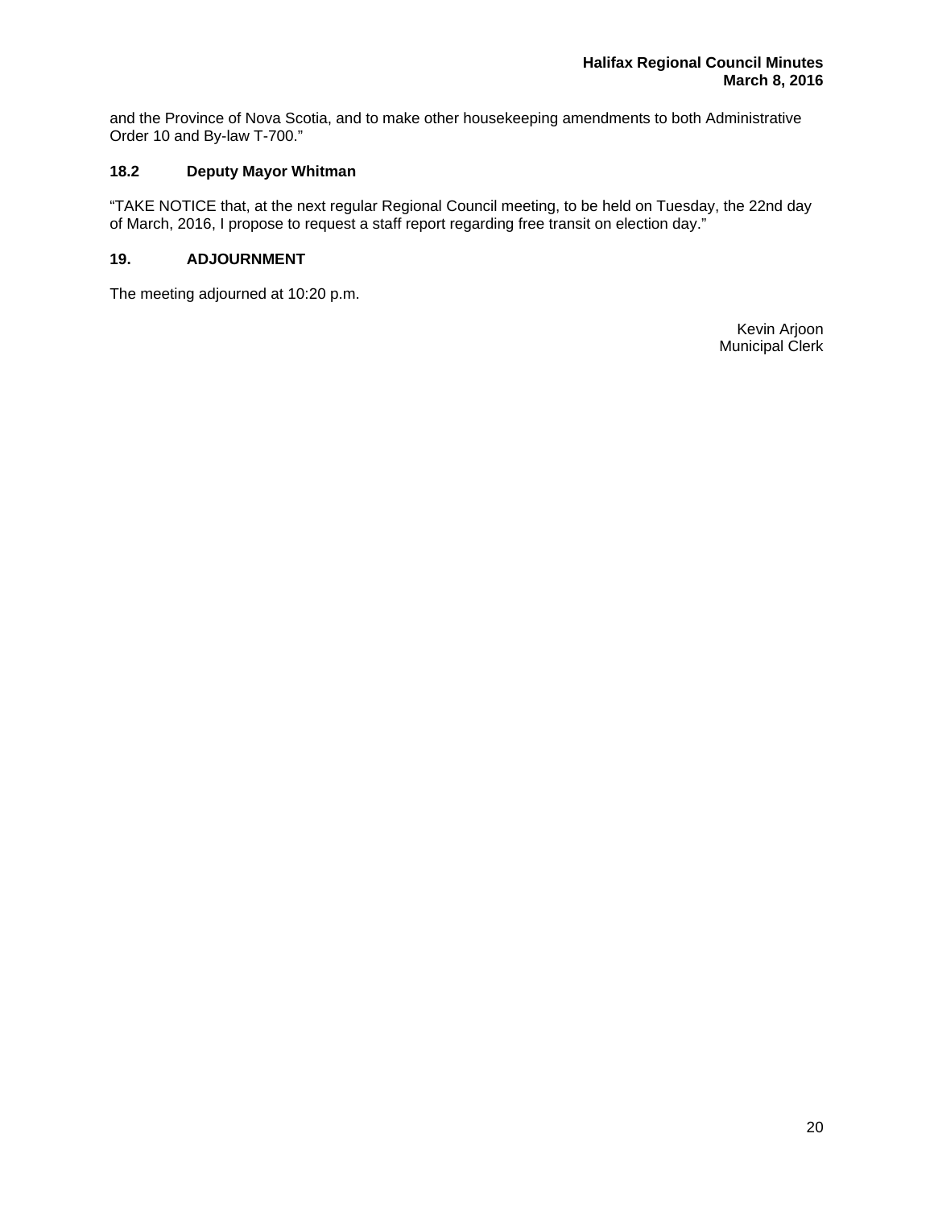and the Province of Nova Scotia, and to make other housekeeping amendments to both Administrative Order 10 and By-law T-700."

### 18.2 Deputy Mayor Whitman

"TAKE NOTICE that, at the next regular Regional Council meeting, to be held on Tuesday, the 22nd day of March, 2016, I propose to request a staff report regarding free transit on election day."

## 19. ADJOURNMENT

The meeting adjourned at 10:20 p.m.

Kevin Arjoon
Municipal Clerk